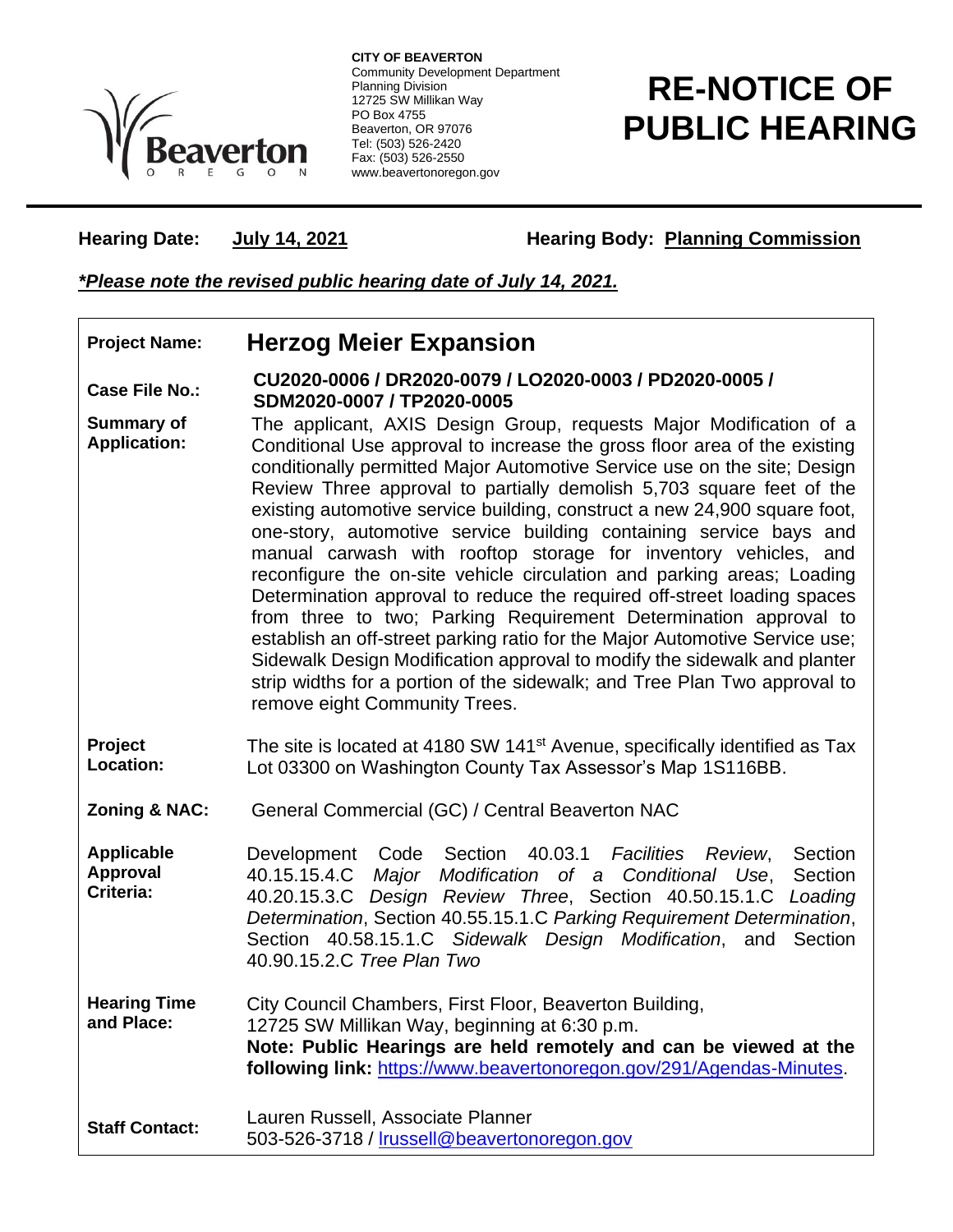**CITY OF BEAVERTON**
Community Development Department
Planning Division
12725 SW Millikan Way
PO Box 4755
Beaverton, OR 97076
Tel: (503) 526-2420
Fax: (503) 526-2550
www.beavertonoregon.gov

# RE-NOTICE OF PUBLIC HEARING

**Hearing Date:** **July 14, 2021** **Hearing Body:** **Planning Commission**

***Please note the revised public hearing date of July 14, 2021.***

| | |
|---|---|
| **Project Name:** | **Herzog Meier Expansion** |
| **Case File No.:** | **CU2020-0006 / DR2020-0079 / LO2020-0003 / PD2020-0005 / SDM2020-0007 / TP2020-0005** |
| **Summary of Application:** | The applicant, AXIS Design Group, requests Major Modification of a Conditional Use approval to increase the gross floor area of the existing conditionally permitted Major Automotive Service use on the site; Design Review Three approval to partially demolish 5,703 square feet of the existing automotive service building, construct a new 24,900 square foot, one-story, automotive service building containing service bays and manual carwash with rooftop storage for inventory vehicles, and reconfigure the on-site vehicle circulation and parking areas; Loading Determination approval to reduce the required off-street loading spaces from three to two; Parking Requirement Determination approval to establish an off-street parking ratio for the Major Automotive Service use; Sidewalk Design Modification approval to modify the sidewalk and planter strip widths for a portion of the sidewalk; and Tree Plan Two approval to remove eight Community Trees. |
| **Project Location:** | The site is located at 4180 SW 141st Avenue, specifically identified as Tax Lot 03300 on Washington County Tax Assessor's Map 1S116BB. |
| **Zoning & NAC:** | General Commercial (GC) / Central Beaverton NAC |
| **Applicable Approval Criteria:** | Development Code Section 40.03.1 *Facilities Review*, Section 40.15.15.4.C *Major Modification of a Conditional Use*, Section 40.20.15.3.C *Design Review Three*, Section 40.50.15.1.C *Loading Determination*, Section 40.55.15.1.C *Parking Requirement Determination*, Section 40.58.15.1.C *Sidewalk Design Modification*, and Section 40.90.15.2.C *Tree Plan Two* |
| **Hearing Time and Place:** | City Council Chambers, First Floor, Beaverton Building, 12725 SW Millikan Way, beginning at 6:30 p.m. **Note: Public Hearings are held remotely and can be viewed at the following link:** https://www.beavertonoregon.gov/291/Agendas-Minutes. |
| **Staff Contact:** | Lauren Russell, Associate Planner 503-526-3718 / lrussell@beavertonoregon.gov |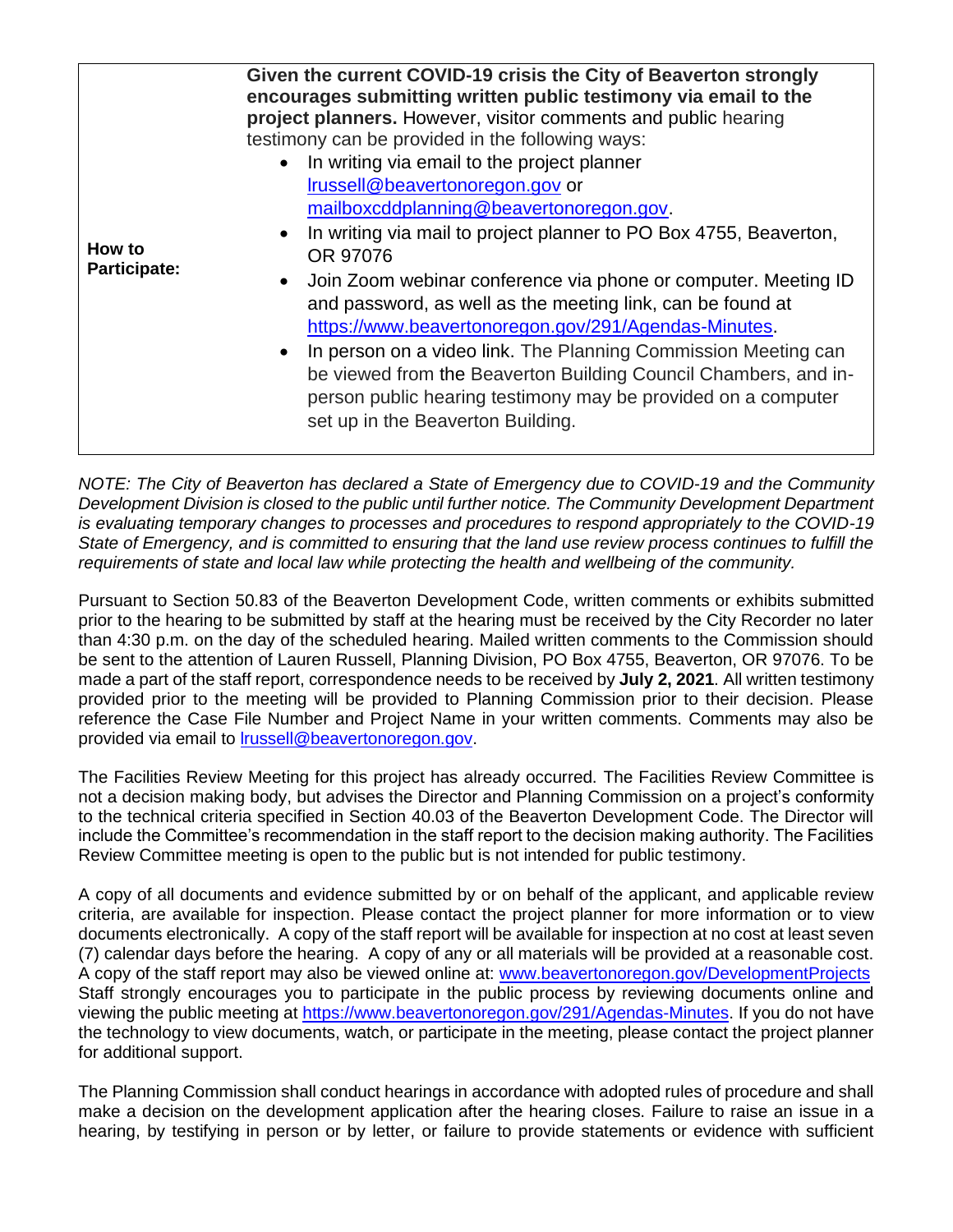| | |
|---|---|
| **How to Participate:** | **Given the current COVID-19 crisis the City of Beaverton strongly encourages submitting written public testimony via email to the project planners.** However, visitor comments and public hearing testimony can be provided in the following ways:<br>• In writing via email to the project planner lrussell@beavertonoregon.gov or mailboxcddplanning@beavertonoregon.gov.<br>• In writing via mail to project planner to PO Box 4755, Beaverton, OR 97076<br>• Join Zoom webinar conference via phone or computer. Meeting ID and password, as well as the meeting link, can be found at https://www.beavertonoregon.gov/291/Agendas-Minutes.<br>• In person on a video link. The Planning Commission Meeting can be viewed from the Beaverton Building Council Chambers, and in-person public hearing testimony may be provided on a computer set up in the Beaverton Building. |

*NOTE: The City of Beaverton has declared a State of Emergency due to COVID-19 and the Community Development Division is closed to the public until further notice. The Community Development Department is evaluating temporary changes to processes and procedures to respond appropriately to the COVID-19 State of Emergency, and is committed to ensuring that the land use review process continues to fulfill the requirements of state and local law while protecting the health and wellbeing of the community.*

Pursuant to Section 50.83 of the Beaverton Development Code, written comments or exhibits submitted prior to the hearing to be submitted by staff at the hearing must be received by the City Recorder no later than 4:30 p.m. on the day of the scheduled hearing. Mailed written comments to the Commission should be sent to the attention of Lauren Russell, Planning Division, PO Box 4755, Beaverton, OR 97076. To be made a part of the staff report, correspondence needs to be received by **July 2, 2021**. All written testimony provided prior to the meeting will be provided to Planning Commission prior to their decision. Please reference the Case File Number and Project Name in your written comments. Comments may also be provided via email to lrussell@beavertonoregon.gov.

The Facilities Review Meeting for this project has already occurred. The Facilities Review Committee is not a decision making body, but advises the Director and Planning Commission on a project's conformity to the technical criteria specified in Section 40.03 of the Beaverton Development Code. The Director will include the Committee's recommendation in the staff report to the decision making authority. The Facilities Review Committee meeting is open to the public but is not intended for public testimony.

A copy of all documents and evidence submitted by or on behalf of the applicant, and applicable review criteria, are available for inspection. Please contact the project planner for more information or to view documents electronically. A copy of the staff report will be available for inspection at no cost at least seven (7) calendar days before the hearing. A copy of any or all materials will be provided at a reasonable cost. A copy of the staff report may also be viewed online at: www.beavertonoregon.gov/DevelopmentProjects Staff strongly encourages you to participate in the public process by reviewing documents online and viewing the public meeting at https://www.beavertonoregon.gov/291/Agendas-Minutes. If you do not have the technology to view documents, watch, or participate in the meeting, please contact the project planner for additional support.

The Planning Commission shall conduct hearings in accordance with adopted rules of procedure and shall make a decision on the development application after the hearing closes. Failure to raise an issue in a hearing, by testifying in person or by letter, or failure to provide statements or evidence with sufficient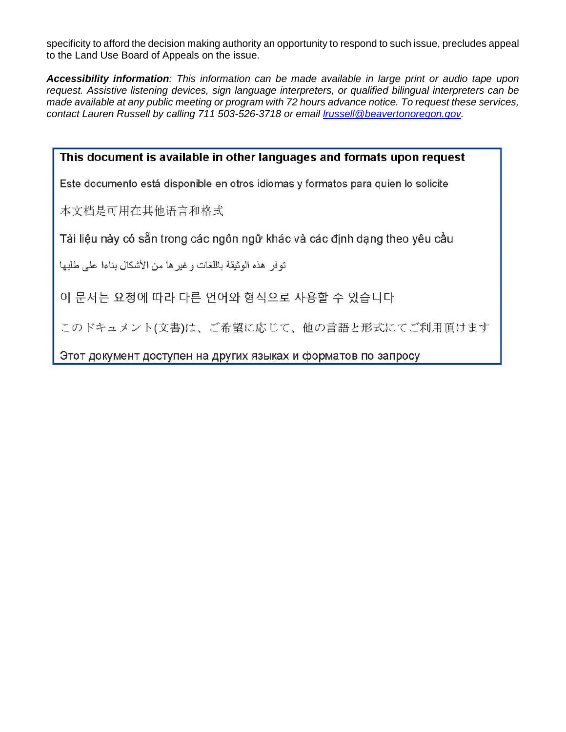specificity to afford the decision making authority an opportunity to respond to such issue, precludes appeal to the Land Use Board of Appeals on the issue.

***Accessibility information**: This information can be made available in large print or audio tape upon request. Assistive listening devices, sign language interpreters, or qualified bilingual interpreters can be made available at any public meeting or program with 72 hours advance notice. To request these services, contact Lauren Russell by calling 711 503-526-3718 or email [lrussell@beavertonoregon.gov](mailto:lrussell@beavertonoregon.gov).*

**This document is available in other languages and formats upon request**

Este documento está disponible en otros idiomas y formatos para quien lo solicite

本文档是可用在其他语言和格式

Tài liệu này có sẵn trong các ngôn ngữ khác và các định dạng theo yêu cầu

توفر هذه الوثيقة باللغات وغيرها من الأشكال بناءا على طلبها

이 문서는 요청에 따라 다른 언어와 형식으로 사용할 수 있습니다

このドキュメント(文書)は、ご希望に応じて、他の言語と形式にてご利用頂けます

Этот документ доступен на других языках и форматов по запросу